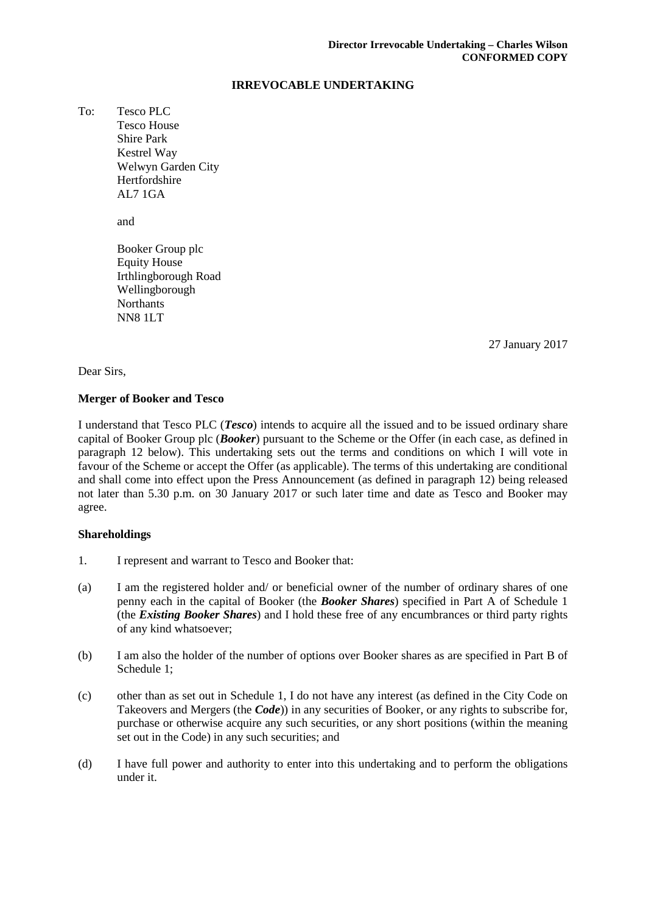**Director Irrevocable Undertaking – Charles Wilson**
**CONFORMED COPY**

**IRREVOCABLE UNDERTAKING**

To: Tesco PLC
Tesco House
Shire Park
Kestrel Way
Welwyn Garden City
Hertfordshire
AL7 1GA

and

Booker Group plc
Equity House
Irthlingborough Road
Wellingborough
Northants
NN8 1LT

27 January 2017

Dear Sirs,

**Merger of Booker and Tesco**

I understand that Tesco PLC (***Tesco***) intends to acquire all the issued and to be issued ordinary share capital of Booker Group plc (***Booker***) pursuant to the Scheme or the Offer (in each case, as defined in paragraph 12 below). This undertaking sets out the terms and conditions on which I will vote in favour of the Scheme or accept the Offer (as applicable). The terms of this undertaking are conditional and shall come into effect upon the Press Announcement (as defined in paragraph 12) being released not later than 5.30 p.m. on 30 January 2017 or such later time and date as Tesco and Booker may agree.

**Shareholdings**

1. I represent and warrant to Tesco and Booker that:

(a) I am the registered holder and/ or beneficial owner of the number of ordinary shares of one penny each in the capital of Booker (the ***Booker Shares***) specified in Part A of Schedule 1 (the ***Existing Booker Shares***) and I hold these free of any encumbrances or third party rights of any kind whatsoever;

(b) I am also the holder of the number of options over Booker shares as are specified in Part B of Schedule 1;

(c) other than as set out in Schedule 1, I do not have any interest (as defined in the City Code on Takeovers and Mergers (the ***Code***)) in any securities of Booker, or any rights to subscribe for, purchase or otherwise acquire any such securities, or any short positions (within the meaning set out in the Code) in any such securities; and

(d) I have full power and authority to enter into this undertaking and to perform the obligations under it.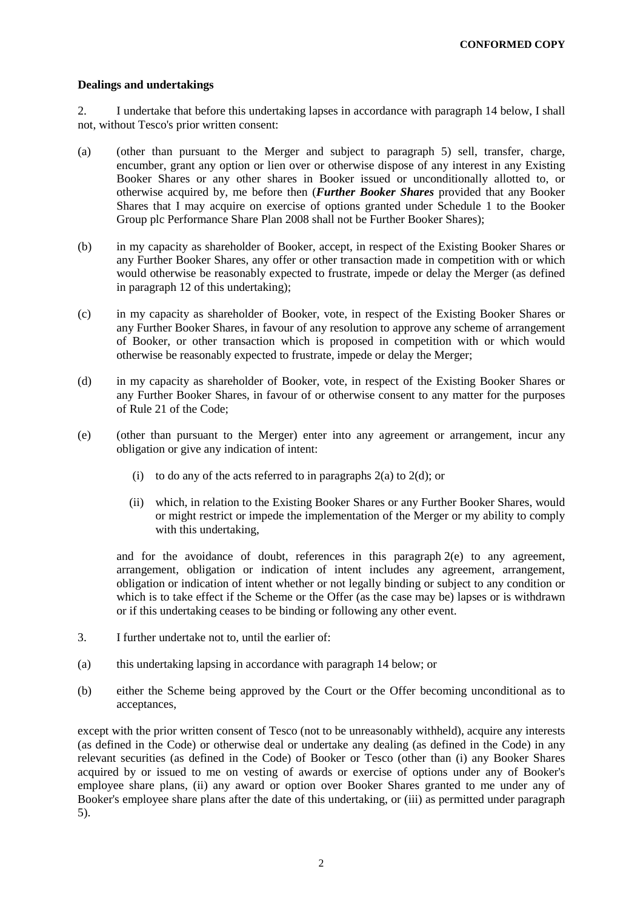**CONFORMED COPY**

**Dealings and undertakings**

2. I undertake that before this undertaking lapses in accordance with paragraph 14 below, I shall not, without Tesco's prior written consent:

(a) (other than pursuant to the Merger and subject to paragraph 5) sell, transfer, charge, encumber, grant any option or lien over or otherwise dispose of any interest in any Existing Booker Shares or any other shares in Booker issued or unconditionally allotted to, or otherwise acquired by, me before then (***Further Booker Shares*** provided that any Booker Shares that I may acquire on exercise of options granted under Schedule 1 to the Booker Group plc Performance Share Plan 2008 shall not be Further Booker Shares);

(b) in my capacity as shareholder of Booker, accept, in respect of the Existing Booker Shares or any Further Booker Shares, any offer or other transaction made in competition with or which would otherwise be reasonably expected to frustrate, impede or delay the Merger (as defined in paragraph 12 of this undertaking);

(c) in my capacity as shareholder of Booker, vote, in respect of the Existing Booker Shares or any Further Booker Shares, in favour of any resolution to approve any scheme of arrangement of Booker, or other transaction which is proposed in competition with or which would otherwise be reasonably expected to frustrate, impede or delay the Merger;

(d) in my capacity as shareholder of Booker, vote, in respect of the Existing Booker Shares or any Further Booker Shares, in favour of or otherwise consent to any matter for the purposes of Rule 21 of the Code;

(e) (other than pursuant to the Merger) enter into any agreement or arrangement, incur any obligation or give any indication of intent:

   (i) to do any of the acts referred to in paragraphs 2(a) to 2(d); or

   (ii) which, in relation to the Existing Booker Shares or any Further Booker Shares, would or might restrict or impede the implementation of the Merger or my ability to comply with this undertaking,

and for the avoidance of doubt, references in this paragraph 2(e) to any agreement, arrangement, obligation or indication of intent includes any agreement, arrangement, obligation or indication of intent whether or not legally binding or subject to any condition or which is to take effect if the Scheme or the Offer (as the case may be) lapses or is withdrawn or if this undertaking ceases to be binding or following any other event.

3. I further undertake not to, until the earlier of:

(a) this undertaking lapsing in accordance with paragraph 14 below; or

(b) either the Scheme being approved by the Court or the Offer becoming unconditional as to acceptances,

except with the prior written consent of Tesco (not to be unreasonably withheld), acquire any interests (as defined in the Code) or otherwise deal or undertake any dealing (as defined in the Code) in any relevant securities (as defined in the Code) of Booker or Tesco (other than (i) any Booker Shares acquired by or issued to me on vesting of awards or exercise of options under any of Booker's employee share plans, (ii) any award or option over Booker Shares granted to me under any of Booker's employee share plans after the date of this undertaking, or (iii) as permitted under paragraph 5).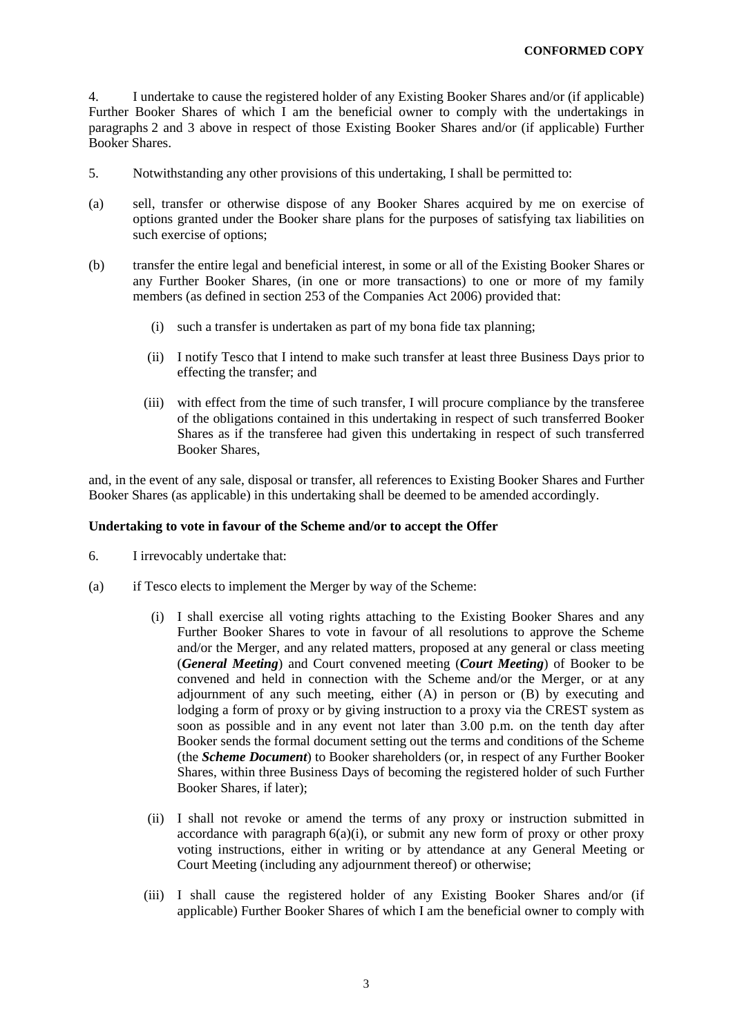4. I undertake to cause the registered holder of any Existing Booker Shares and/or (if applicable) Further Booker Shares of which I am the beneficial owner to comply with the undertakings in paragraphs 2 and 3 above in respect of those Existing Booker Shares and/or (if applicable) Further Booker Shares.

5. Notwithstanding any other provisions of this undertaking, I shall be permitted to:

(a) sell, transfer or otherwise dispose of any Booker Shares acquired by me on exercise of options granted under the Booker share plans for the purposes of satisfying tax liabilities on such exercise of options;

(b) transfer the entire legal and beneficial interest, in some or all of the Existing Booker Shares or any Further Booker Shares, (in one or more transactions) to one or more of my family members (as defined in section 253 of the Companies Act 2006) provided that:

   (i) such a transfer is undertaken as part of my bona fide tax planning;

   (ii) I notify Tesco that I intend to make such transfer at least three Business Days prior to effecting the transfer; and

   (iii) with effect from the time of such transfer, I will procure compliance by the transferee of the obligations contained in this undertaking in respect of such transferred Booker Shares as if the transferee had given this undertaking in respect of such transferred Booker Shares,

and, in the event of any sale, disposal or transfer, all references to Existing Booker Shares and Further Booker Shares (as applicable) in this undertaking shall be deemed to be amended accordingly.

**Undertaking to vote in favour of the Scheme and/or to accept the Offer**

6. I irrevocably undertake that:

(a) if Tesco elects to implement the Merger by way of the Scheme:

   (i) I shall exercise all voting rights attaching to the Existing Booker Shares and any Further Booker Shares to vote in favour of all resolutions to approve the Scheme and/or the Merger, and any related matters, proposed at any general or class meeting (***General Meeting***) and Court convened meeting (***Court Meeting***) of Booker to be convened and held in connection with the Scheme and/or the Merger, or at any adjournment of any such meeting, either (A) in person or (B) by executing and lodging a form of proxy or by giving instruction to a proxy via the CREST system as soon as possible and in any event not later than 3.00 p.m. on the tenth day after Booker sends the formal document setting out the terms and conditions of the Scheme (the ***Scheme Document***) to Booker shareholders (or, in respect of any Further Booker Shares, within three Business Days of becoming the registered holder of such Further Booker Shares, if later);

   (ii) I shall not revoke or amend the terms of any proxy or instruction submitted in accordance with paragraph 6(a)(i), or submit any new form of proxy or other proxy voting instructions, either in writing or by attendance at any General Meeting or Court Meeting (including any adjournment thereof) or otherwise;

   (iii) I shall cause the registered holder of any Existing Booker Shares and/or (if applicable) Further Booker Shares of which I am the beneficial owner to comply with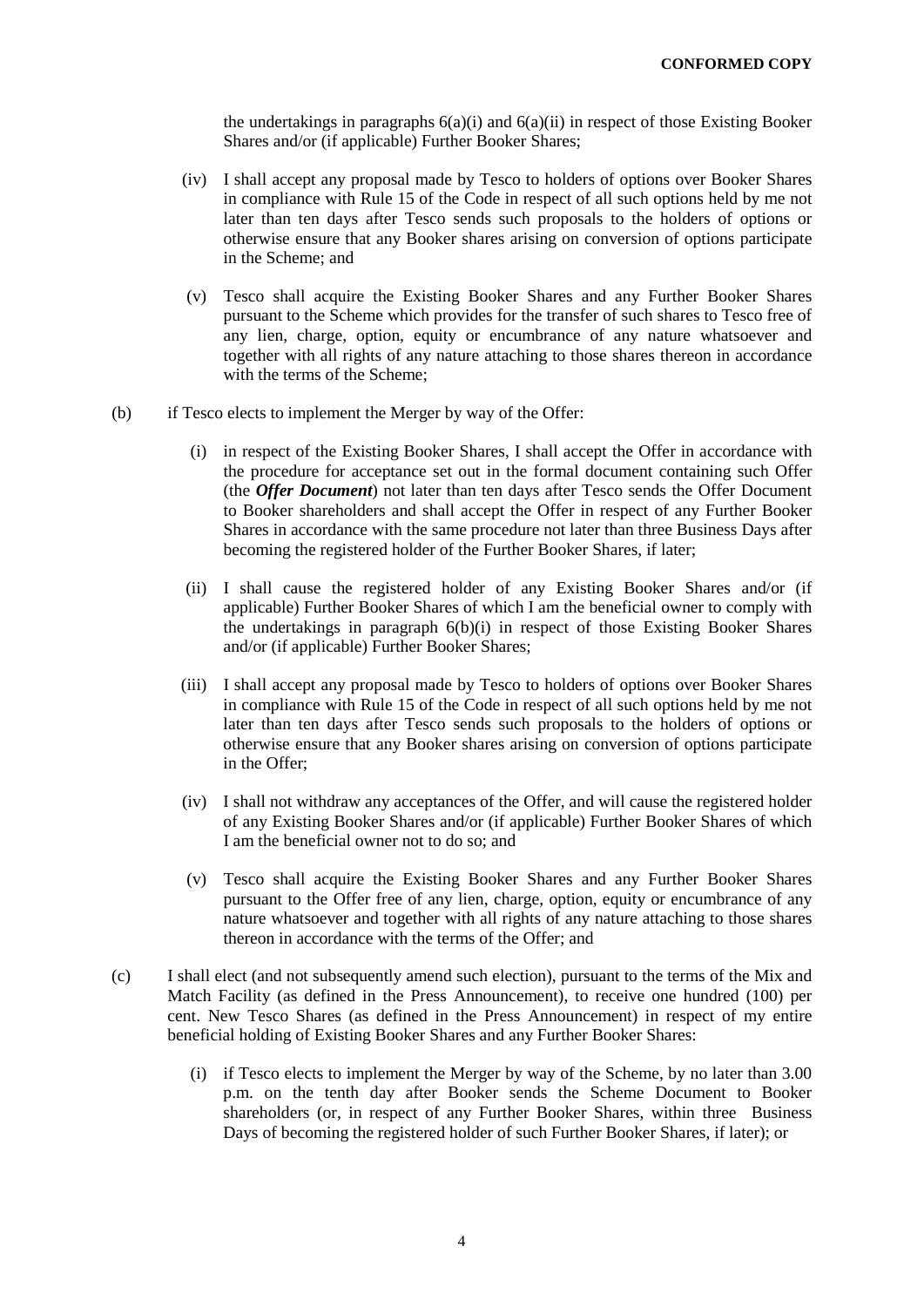the undertakings in paragraphs 6(a)(i) and 6(a)(ii) in respect of those Existing Booker Shares and/or (if applicable) Further Booker Shares;

(iv) I shall accept any proposal made by Tesco to holders of options over Booker Shares in compliance with Rule 15 of the Code in respect of all such options held by me not later than ten days after Tesco sends such proposals to the holders of options or otherwise ensure that any Booker shares arising on conversion of options participate in the Scheme; and

(v) Tesco shall acquire the Existing Booker Shares and any Further Booker Shares pursuant to the Scheme which provides for the transfer of such shares to Tesco free of any lien, charge, option, equity or encumbrance of any nature whatsoever and together with all rights of any nature attaching to those shares thereon in accordance with the terms of the Scheme;

(b) if Tesco elects to implement the Merger by way of the Offer:

(i) in respect of the Existing Booker Shares, I shall accept the Offer in accordance with the procedure for acceptance set out in the formal document containing such Offer (the ***Offer Document***) not later than ten days after Tesco sends the Offer Document to Booker shareholders and shall accept the Offer in respect of any Further Booker Shares in accordance with the same procedure not later than three Business Days after becoming the registered holder of the Further Booker Shares, if later;

(ii) I shall cause the registered holder of any Existing Booker Shares and/or (if applicable) Further Booker Shares of which I am the beneficial owner to comply with the undertakings in paragraph 6(b)(i) in respect of those Existing Booker Shares and/or (if applicable) Further Booker Shares;

(iii) I shall accept any proposal made by Tesco to holders of options over Booker Shares in compliance with Rule 15 of the Code in respect of all such options held by me not later than ten days after Tesco sends such proposals to the holders of options or otherwise ensure that any Booker shares arising on conversion of options participate in the Offer;

(iv) I shall not withdraw any acceptances of the Offer, and will cause the registered holder of any Existing Booker Shares and/or (if applicable) Further Booker Shares of which I am the beneficial owner not to do so; and

(v) Tesco shall acquire the Existing Booker Shares and any Further Booker Shares pursuant to the Offer free of any lien, charge, option, equity or encumbrance of any nature whatsoever and together with all rights of any nature attaching to those shares thereon in accordance with the terms of the Offer; and

(c) I shall elect (and not subsequently amend such election), pursuant to the terms of the Mix and Match Facility (as defined in the Press Announcement), to receive one hundred (100) per cent. New Tesco Shares (as defined in the Press Announcement) in respect of my entire beneficial holding of Existing Booker Shares and any Further Booker Shares:

(i) if Tesco elects to implement the Merger by way of the Scheme, by no later than 3.00 p.m. on the tenth day after Booker sends the Scheme Document to Booker shareholders (or, in respect of any Further Booker Shares, within three Business Days of becoming the registered holder of such Further Booker Shares, if later); or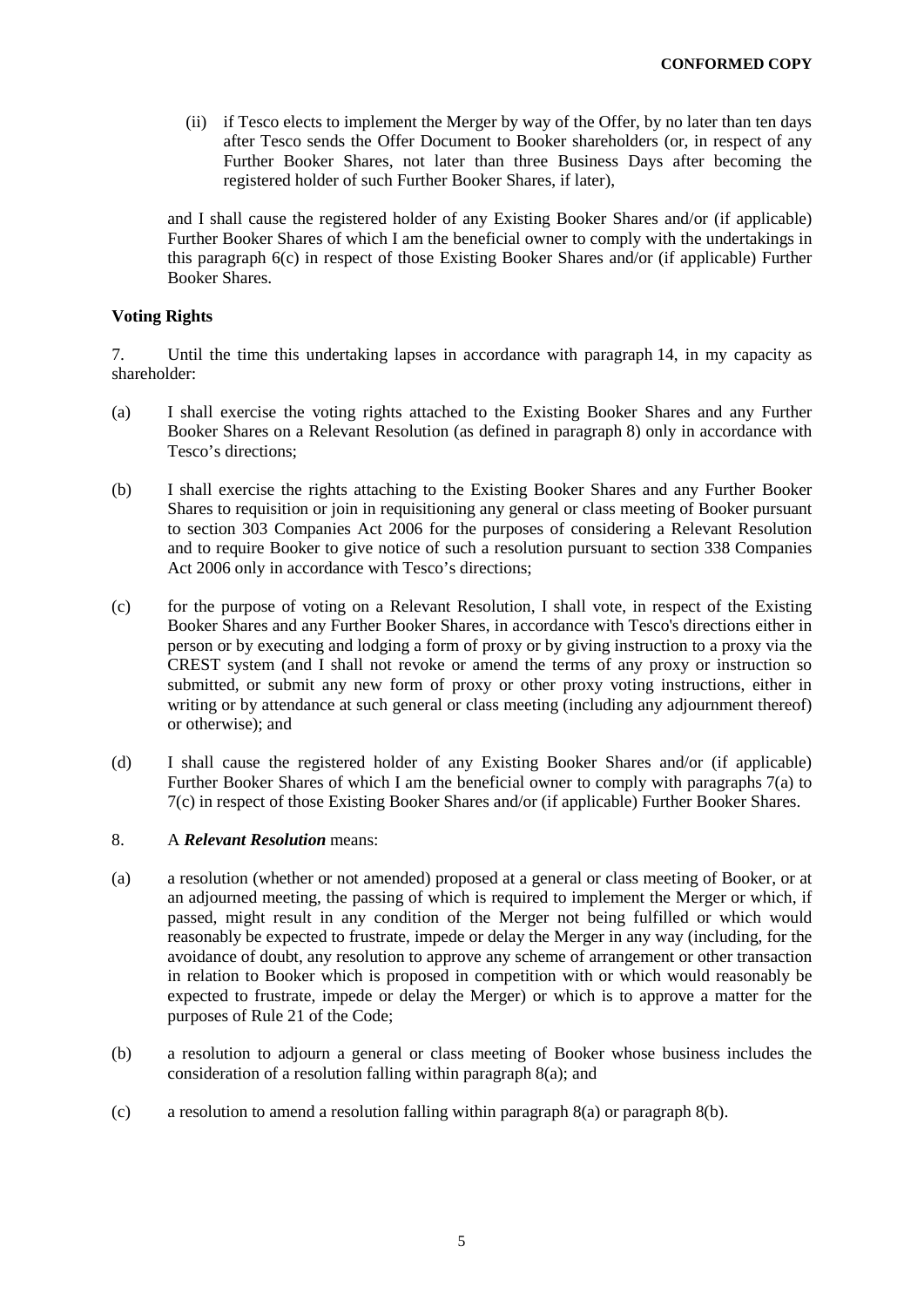(ii) if Tesco elects to implement the Merger by way of the Offer, by no later than ten days after Tesco sends the Offer Document to Booker shareholders (or, in respect of any Further Booker Shares, not later than three Business Days after becoming the registered holder of such Further Booker Shares, if later),

and I shall cause the registered holder of any Existing Booker Shares and/or (if applicable) Further Booker Shares of which I am the beneficial owner to comply with the undertakings in this paragraph 6(c) in respect of those Existing Booker Shares and/or (if applicable) Further Booker Shares.

**Voting Rights**

7. Until the time this undertaking lapses in accordance with paragraph 14, in my capacity as shareholder:

(a) I shall exercise the voting rights attached to the Existing Booker Shares and any Further Booker Shares on a Relevant Resolution (as defined in paragraph 8) only in accordance with Tesco's directions;

(b) I shall exercise the rights attaching to the Existing Booker Shares and any Further Booker Shares to requisition or join in requisitioning any general or class meeting of Booker pursuant to section 303 Companies Act 2006 for the purposes of considering a Relevant Resolution and to require Booker to give notice of such a resolution pursuant to section 338 Companies Act 2006 only in accordance with Tesco's directions;

(c) for the purpose of voting on a Relevant Resolution, I shall vote, in respect of the Existing Booker Shares and any Further Booker Shares, in accordance with Tesco's directions either in person or by executing and lodging a form of proxy or by giving instruction to a proxy via the CREST system (and I shall not revoke or amend the terms of any proxy or instruction so submitted, or submit any new form of proxy or other proxy voting instructions, either in writing or by attendance at such general or class meeting (including any adjournment thereof) or otherwise); and

(d) I shall cause the registered holder of any Existing Booker Shares and/or (if applicable) Further Booker Shares of which I am the beneficial owner to comply with paragraphs 7(a) to 7(c) in respect of those Existing Booker Shares and/or (if applicable) Further Booker Shares.

8. A ***Relevant Resolution*** means:

(a) a resolution (whether or not amended) proposed at a general or class meeting of Booker, or at an adjourned meeting, the passing of which is required to implement the Merger or which, if passed, might result in any condition of the Merger not being fulfilled or which would reasonably be expected to frustrate, impede or delay the Merger in any way (including, for the avoidance of doubt, any resolution to approve any scheme of arrangement or other transaction in relation to Booker which is proposed in competition with or which would reasonably be expected to frustrate, impede or delay the Merger) or which is to approve a matter for the purposes of Rule 21 of the Code;

(b) a resolution to adjourn a general or class meeting of Booker whose business includes the consideration of a resolution falling within paragraph 8(a); and

(c) a resolution to amend a resolution falling within paragraph 8(a) or paragraph 8(b).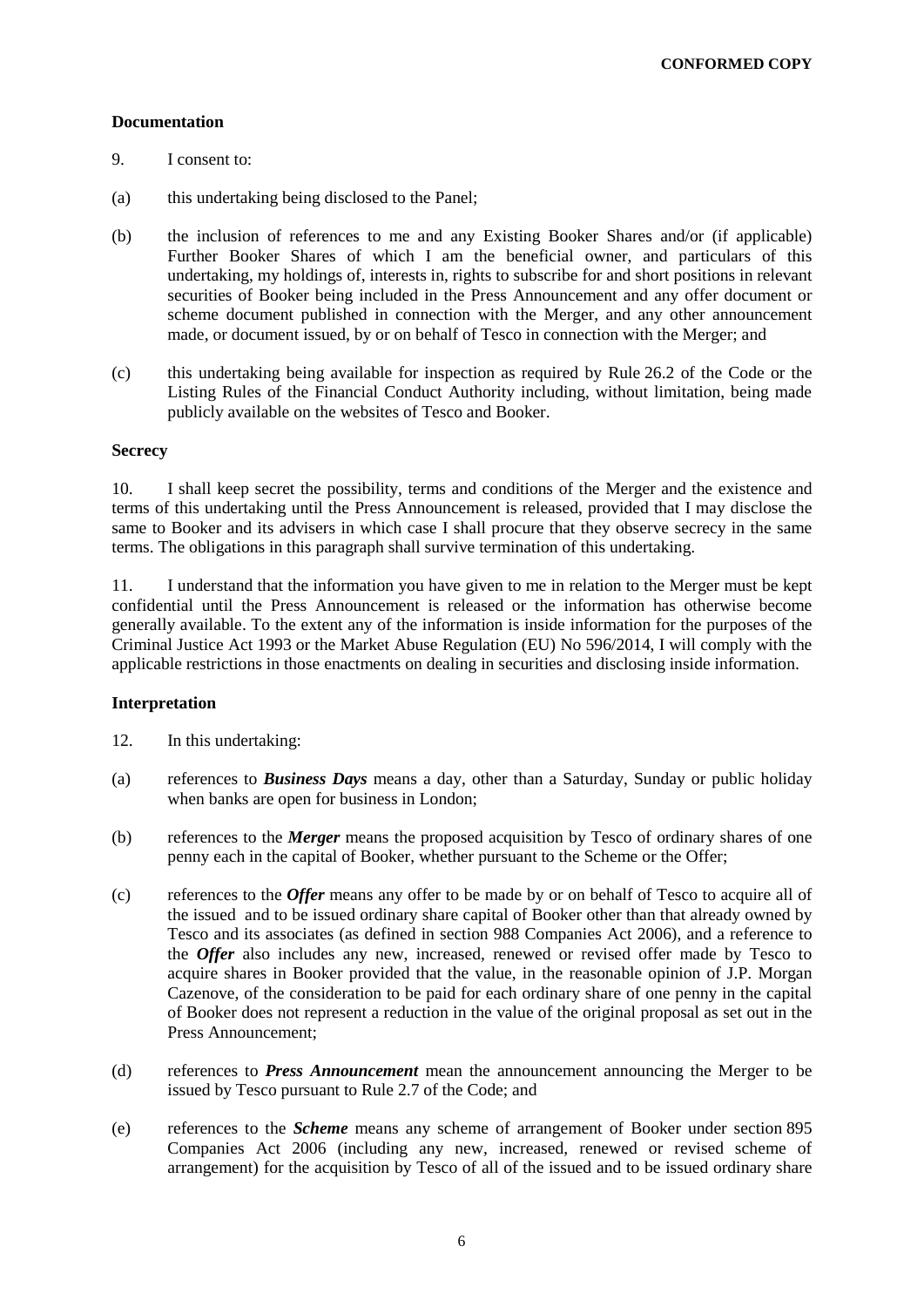**CONFORMED COPY**

**Documentation**

9. I consent to:

(a) this undertaking being disclosed to the Panel;

(b) the inclusion of references to me and any Existing Booker Shares and/or (if applicable) Further Booker Shares of which I am the beneficial owner, and particulars of this undertaking, my holdings of, interests in, rights to subscribe for and short positions in relevant securities of Booker being included in the Press Announcement and any offer document or scheme document published in connection with the Merger, and any other announcement made, or document issued, by or on behalf of Tesco in connection with the Merger; and

(c) this undertaking being available for inspection as required by Rule 26.2 of the Code or the Listing Rules of the Financial Conduct Authority including, without limitation, being made publicly available on the websites of Tesco and Booker.

**Secrecy**

10. I shall keep secret the possibility, terms and conditions of the Merger and the existence and terms of this undertaking until the Press Announcement is released, provided that I may disclose the same to Booker and its advisers in which case I shall procure that they observe secrecy in the same terms. The obligations in this paragraph shall survive termination of this undertaking.

11. I understand that the information you have given to me in relation to the Merger must be kept confidential until the Press Announcement is released or the information has otherwise become generally available. To the extent any of the information is inside information for the purposes of the Criminal Justice Act 1993 or the Market Abuse Regulation (EU) No 596/2014, I will comply with the applicable restrictions in those enactments on dealing in securities and disclosing inside information.

**Interpretation**

12. In this undertaking:

(a) references to ***Business Days*** means a day, other than a Saturday, Sunday or public holiday when banks are open for business in London;

(b) references to the ***Merger*** means the proposed acquisition by Tesco of ordinary shares of one penny each in the capital of Booker, whether pursuant to the Scheme or the Offer;

(c) references to the ***Offer*** means any offer to be made by or on behalf of Tesco to acquire all of the issued and to be issued ordinary share capital of Booker other than that already owned by Tesco and its associates (as defined in section 988 Companies Act 2006), and a reference to the ***Offer*** also includes any new, increased, renewed or revised offer made by Tesco to acquire shares in Booker provided that the value, in the reasonable opinion of J.P. Morgan Cazenove, of the consideration to be paid for each ordinary share of one penny in the capital of Booker does not represent a reduction in the value of the original proposal as set out in the Press Announcement;

(d) references to ***Press Announcement*** mean the announcement announcing the Merger to be issued by Tesco pursuant to Rule 2.7 of the Code; and

(e) references to the ***Scheme*** means any scheme of arrangement of Booker under section 895 Companies Act 2006 (including any new, increased, renewed or revised scheme of arrangement) for the acquisition by Tesco of all of the issued and to be issued ordinary share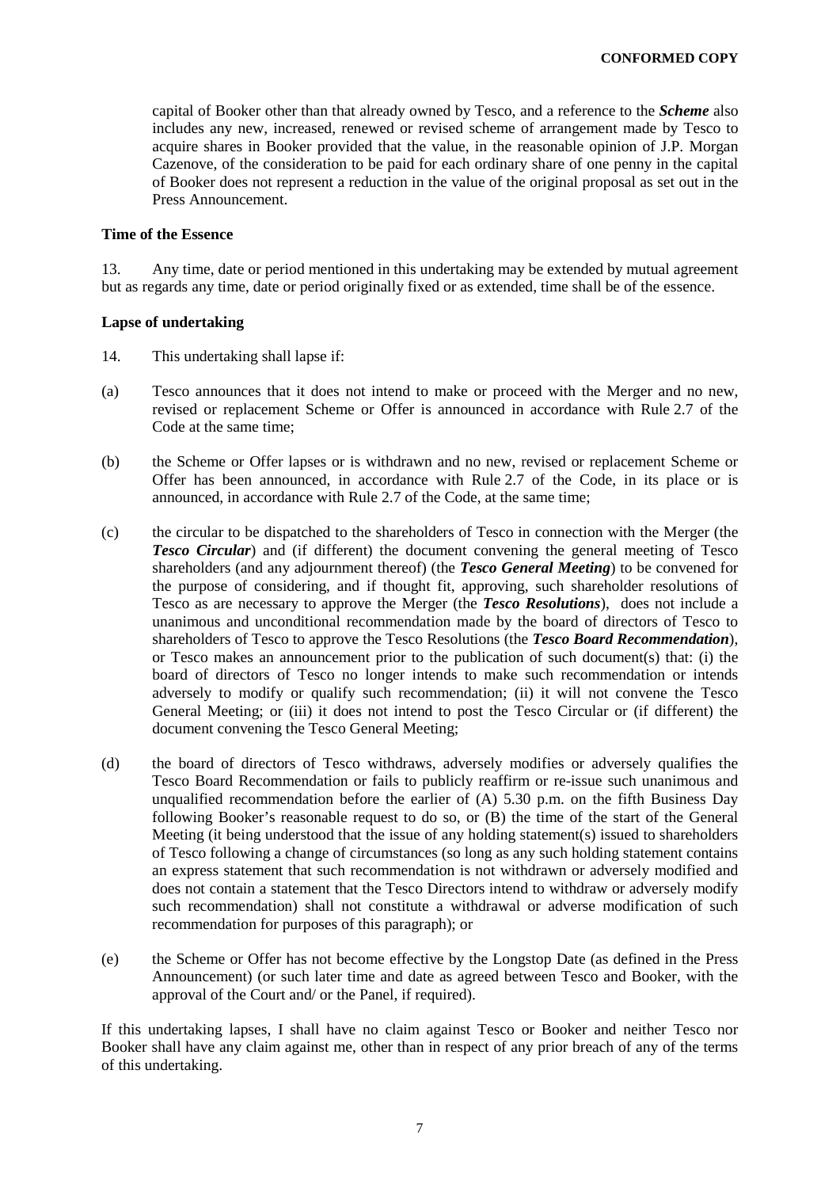capital of Booker other than that already owned by Tesco, and a reference to the ***Scheme*** also includes any new, increased, renewed or revised scheme of arrangement made by Tesco to acquire shares in Booker provided that the value, in the reasonable opinion of J.P. Morgan Cazenove, of the consideration to be paid for each ordinary share of one penny in the capital of Booker does not represent a reduction in the value of the original proposal as set out in the Press Announcement.

**Time of the Essence**

13. Any time, date or period mentioned in this undertaking may be extended by mutual agreement but as regards any time, date or period originally fixed or as extended, time shall be of the essence.

**Lapse of undertaking**

14. This undertaking shall lapse if:

(a) Tesco announces that it does not intend to make or proceed with the Merger and no new, revised or replacement Scheme or Offer is announced in accordance with Rule 2.7 of the Code at the same time;

(b) the Scheme or Offer lapses or is withdrawn and no new, revised or replacement Scheme or Offer has been announced, in accordance with Rule 2.7 of the Code, in its place or is announced, in accordance with Rule 2.7 of the Code, at the same time;

(c) the circular to be dispatched to the shareholders of Tesco in connection with the Merger (the ***Tesco Circular***) and (if different) the document convening the general meeting of Tesco shareholders (and any adjournment thereof) (the ***Tesco General Meeting***) to be convened for the purpose of considering, and if thought fit, approving, such shareholder resolutions of Tesco as are necessary to approve the Merger (the ***Tesco Resolutions***), does not include a unanimous and unconditional recommendation made by the board of directors of Tesco to shareholders of Tesco to approve the Tesco Resolutions (the ***Tesco Board Recommendation***), or Tesco makes an announcement prior to the publication of such document(s) that: (i) the board of directors of Tesco no longer intends to make such recommendation or intends adversely to modify or qualify such recommendation; (ii) it will not convene the Tesco General Meeting; or (iii) it does not intend to post the Tesco Circular or (if different) the document convening the Tesco General Meeting;

(d) the board of directors of Tesco withdraws, adversely modifies or adversely qualifies the Tesco Board Recommendation or fails to publicly reaffirm or re-issue such unanimous and unqualified recommendation before the earlier of (A) 5.30 p.m. on the fifth Business Day following Booker's reasonable request to do so, or (B) the time of the start of the General Meeting (it being understood that the issue of any holding statement(s) issued to shareholders of Tesco following a change of circumstances (so long as any such holding statement contains an express statement that such recommendation is not withdrawn or adversely modified and does not contain a statement that the Tesco Directors intend to withdraw or adversely modify such recommendation) shall not constitute a withdrawal or adverse modification of such recommendation for purposes of this paragraph); or

(e) the Scheme or Offer has not become effective by the Longstop Date (as defined in the Press Announcement) (or such later time and date as agreed between Tesco and Booker, with the approval of the Court and/ or the Panel, if required).

If this undertaking lapses, I shall have no claim against Tesco or Booker and neither Tesco nor Booker shall have any claim against me, other than in respect of any prior breach of any of the terms of this undertaking.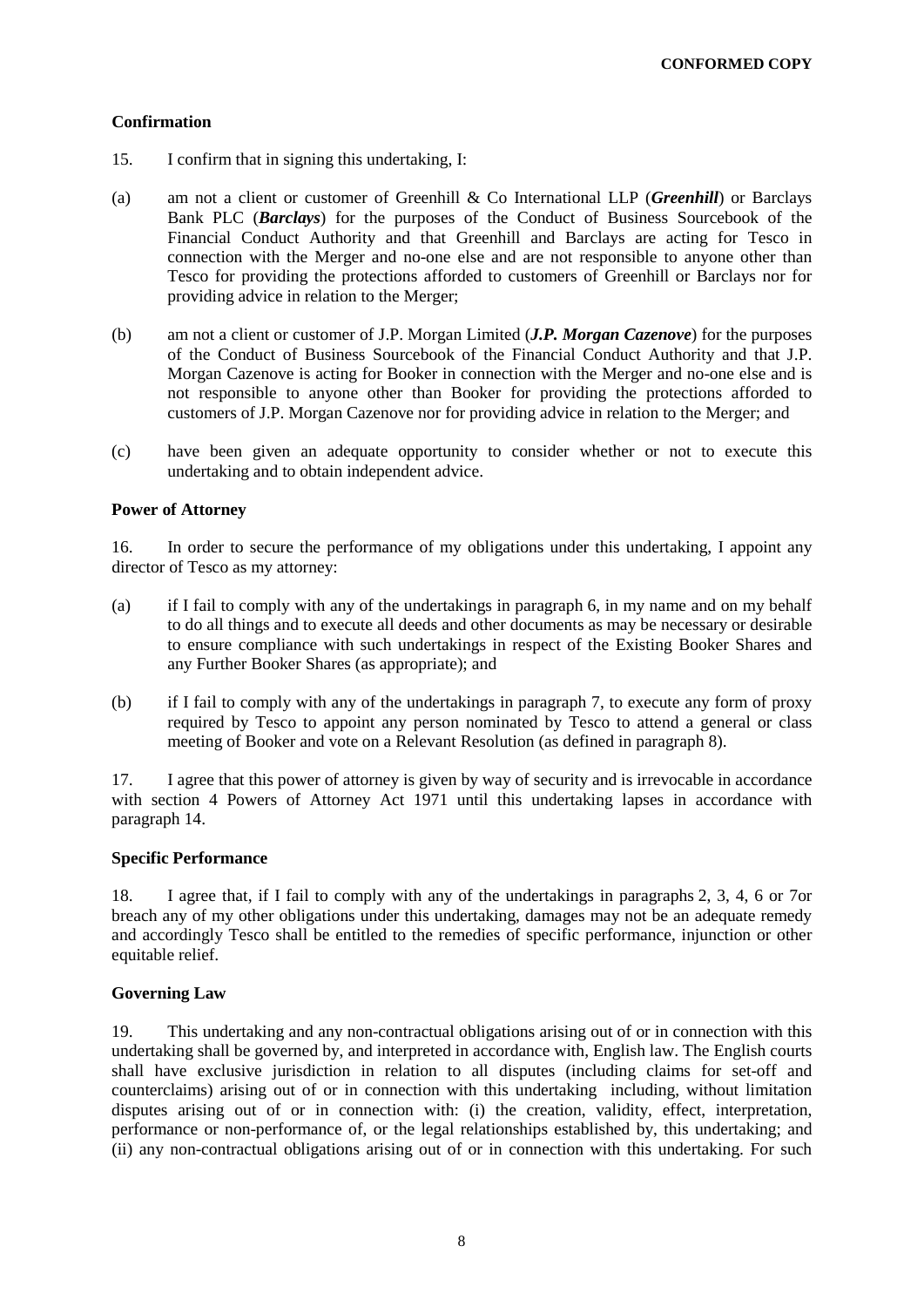**CONFORMED COPY**

**Confirmation**

15. I confirm that in signing this undertaking, I:

(a) am not a client or customer of Greenhill & Co International LLP (***Greenhill***) or Barclays Bank PLC (***Barclays***) for the purposes of the Conduct of Business Sourcebook of the Financial Conduct Authority and that Greenhill and Barclays are acting for Tesco in connection with the Merger and no-one else and are not responsible to anyone other than Tesco for providing the protections afforded to customers of Greenhill or Barclays nor for providing advice in relation to the Merger;

(b) am not a client or customer of J.P. Morgan Limited (***J.P. Morgan Cazenove***) for the purposes of the Conduct of Business Sourcebook of the Financial Conduct Authority and that J.P. Morgan Cazenove is acting for Booker in connection with the Merger and no-one else and is not responsible to anyone other than Booker for providing the protections afforded to customers of J.P. Morgan Cazenove nor for providing advice in relation to the Merger; and

(c) have been given an adequate opportunity to consider whether or not to execute this undertaking and to obtain independent advice.

**Power of Attorney**

16. In order to secure the performance of my obligations under this undertaking, I appoint any director of Tesco as my attorney:

(a) if I fail to comply with any of the undertakings in paragraph 6, in my name and on my behalf to do all things and to execute all deeds and other documents as may be necessary or desirable to ensure compliance with such undertakings in respect of the Existing Booker Shares and any Further Booker Shares (as appropriate); and

(b) if I fail to comply with any of the undertakings in paragraph 7, to execute any form of proxy required by Tesco to appoint any person nominated by Tesco to attend a general or class meeting of Booker and vote on a Relevant Resolution (as defined in paragraph 8).

17. I agree that this power of attorney is given by way of security and is irrevocable in accordance with section 4 Powers of Attorney Act 1971 until this undertaking lapses in accordance with paragraph 14.

**Specific Performance**

18. I agree that, if I fail to comply with any of the undertakings in paragraphs 2, 3, 4, 6 or 7or breach any of my other obligations under this undertaking, damages may not be an adequate remedy and accordingly Tesco shall be entitled to the remedies of specific performance, injunction or other equitable relief.

**Governing Law**

19. This undertaking and any non-contractual obligations arising out of or in connection with this undertaking shall be governed by, and interpreted in accordance with, English law. The English courts shall have exclusive jurisdiction in relation to all disputes (including claims for set-off and counterclaims) arising out of or in connection with this undertaking including, without limitation disputes arising out of or in connection with: (i) the creation, validity, effect, interpretation, performance or non-performance of, or the legal relationships established by, this undertaking; and (ii) any non-contractual obligations arising out of or in connection with this undertaking. For such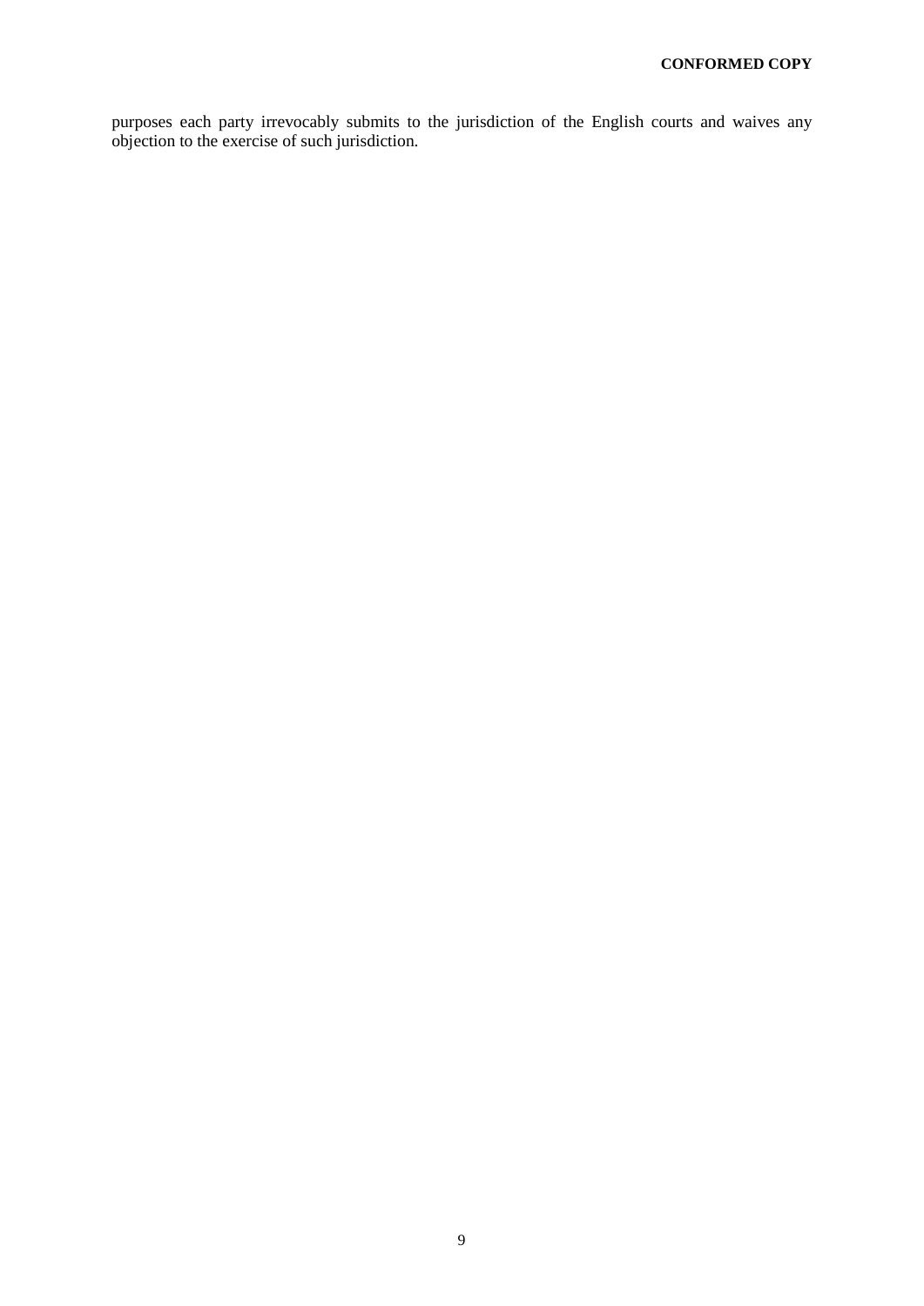purposes each party irrevocably submits to the jurisdiction of the English courts and waives any objection to the exercise of such jurisdiction.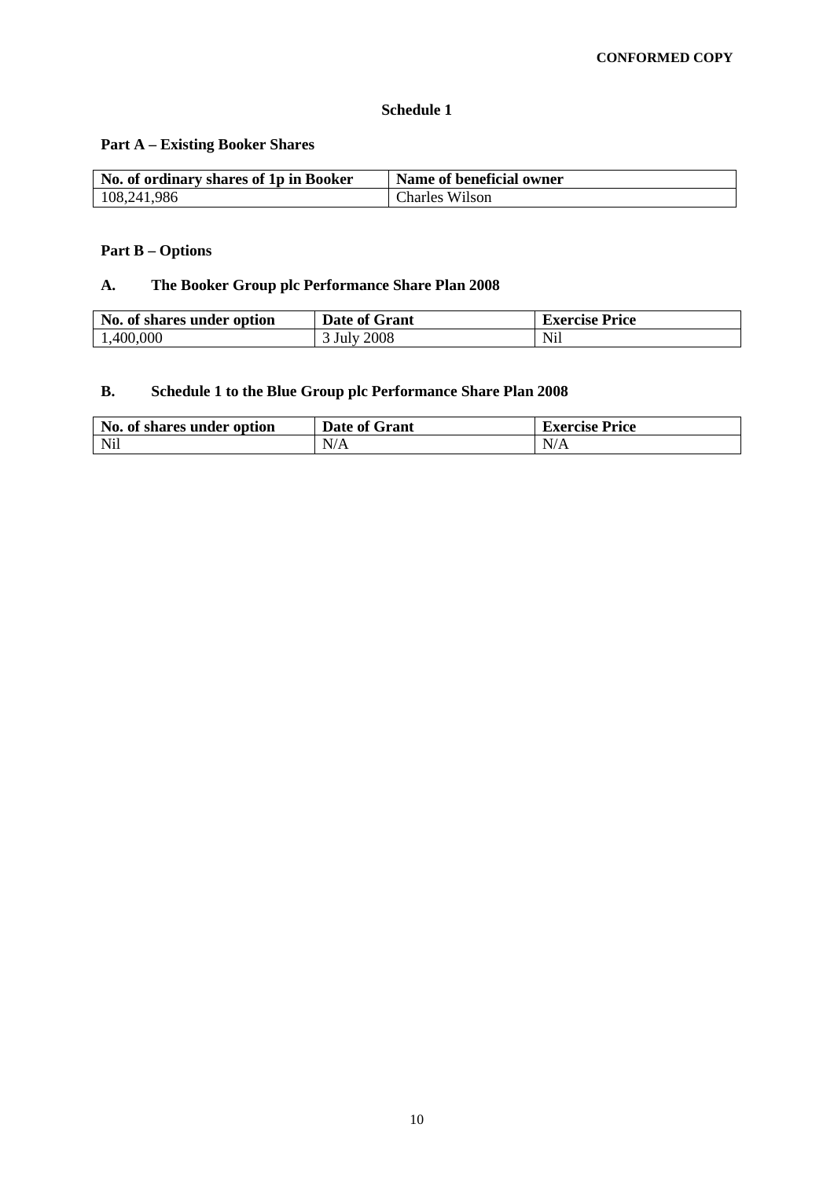**CONFORMED COPY**

# Schedule 1

## Part A – Existing Booker Shares

| No. of ordinary shares of 1p in Booker | Name of beneficial owner |
| --- | --- |
| 108,241,986 | Charles Wilson |

## Part B – Options

### A. The Booker Group plc Performance Share Plan 2008

| No. of shares under option | Date of Grant | Exercise Price |
| --- | --- | --- |
| 1,400,000 | 3 July 2008 | Nil |

### B. Schedule 1 to the Blue Group plc Performance Share Plan 2008

| No. of shares under option | Date of Grant | Exercise Price |
| --- | --- | --- |
| Nil | N/A | N/A |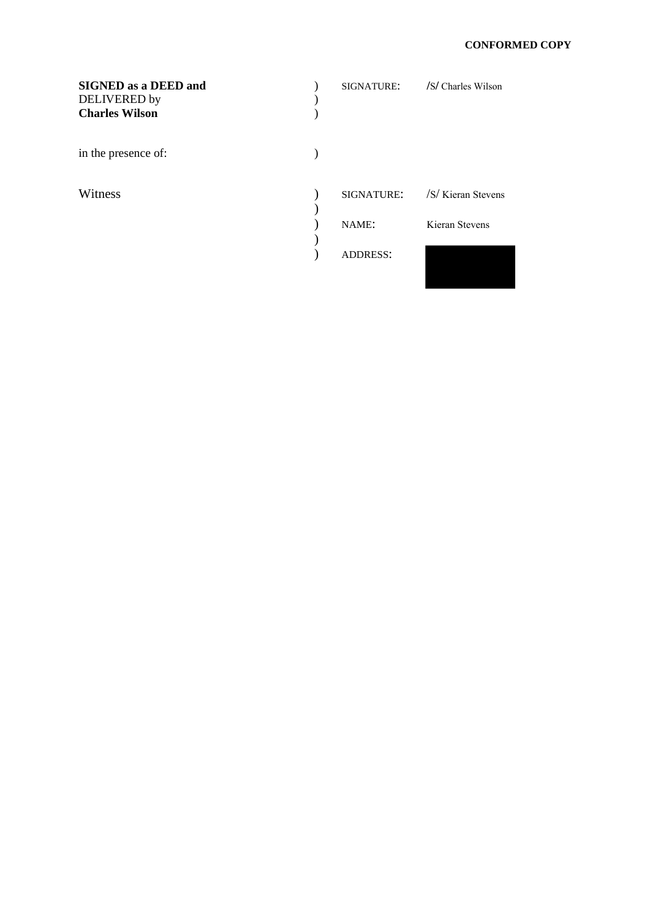**CONFORMED COPY**

| | | | |
|---|---|---|---|
| **SIGNED as a DEED and** DELIVERED by **Charles Wilson** | ) ) ) | SIGNATURE: | /S/ Charles Wilson |
| in the presence of: | ) | | |
| Witness | ) ) | SIGNATURE: | /S/ Kieran Stevens |
| | ) ) | NAME: | Kieran Stevens |
| | ) | ADDRESS: | |